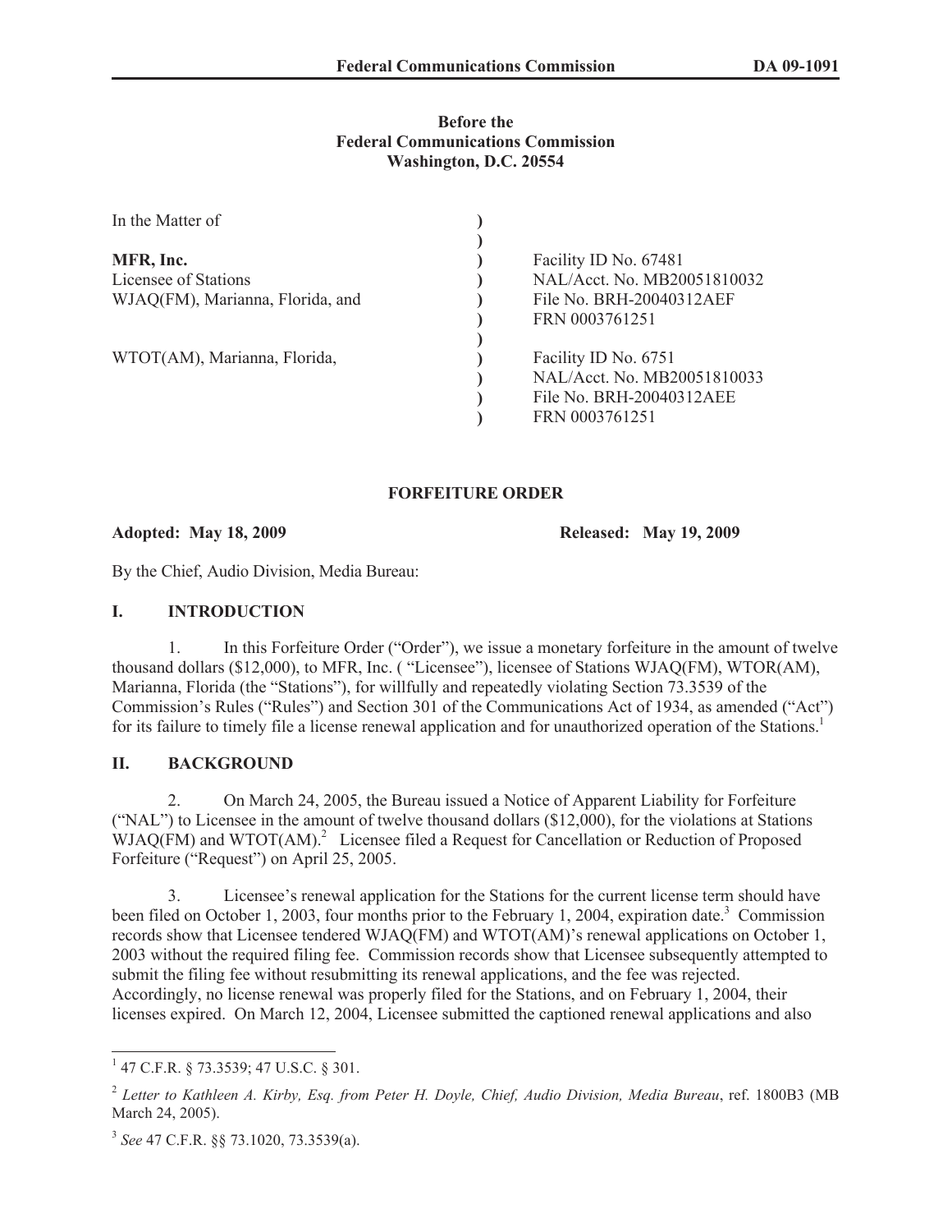**Before the**
**Federal Communications Commission**
**Washington, D.C. 20554**

| | | |
|---|---|---|
| In the Matter of | ) | |
| | ) | |
| **MFR, Inc.** | ) | Facility ID No. 67481 |
| Licensee of Stations | ) | NAL/Acct. No. MB20051810032 |
| WJAQ(FM), Marianna, Florida, and | ) | File No. BRH-20040312AEF |
| | ) | FRN 0003761251 |
| | ) | |
| WTOT(AM), Marianna, Florida, | ) | Facility ID No. 6751 |
| | ) | NAL/Acct. No. MB20051810033 |
| | ) | File No. BRH-20040312AEE |
| | ) | FRN 0003761251 |

**FORFEITURE ORDER**

**Adopted: May 18, 2009** **Released: May 19, 2009**

By the Chief, Audio Division, Media Bureau:

## I. INTRODUCTION

1. In this Forfeiture Order ("Order"), we issue a monetary forfeiture in the amount of twelve thousand dollars ($12,000), to MFR, Inc. ( "Licensee"), licensee of Stations WJAQ(FM), WTOR(AM), Marianna, Florida (the "Stations"), for willfully and repeatedly violating Section 73.3539 of the Commission's Rules ("Rules") and Section 301 of the Communications Act of 1934, as amended ("Act") for its failure to timely file a license renewal application and for unauthorized operation of the Stations.[1]

## II. BACKGROUND

2. On March 24, 2005, the Bureau issued a Notice of Apparent Liability for Forfeiture ("NAL") to Licensee in the amount of twelve thousand dollars ($12,000), for the violations at Stations WJAQ(FM) and WTOT(AM).[2] Licensee filed a Request for Cancellation or Reduction of Proposed Forfeiture ("Request") on April 25, 2005.

3. Licensee's renewal application for the Stations for the current license term should have been filed on October 1, 2003, four months prior to the February 1, 2004, expiration date.[3] Commission records show that Licensee tendered WJAQ(FM) and WTOT(AM)'s renewal applications on October 1, 2003 without the required filing fee. Commission records show that Licensee subsequently attempted to submit the filing fee without resubmitting its renewal applications, and the fee was rejected. Accordingly, no license renewal was properly filed for the Stations, and on February 1, 2004, their licenses expired. On March 12, 2004, Licensee submitted the captioned renewal applications and also

---

[1] 47 C.F.R. § 73.3539; 47 U.S.C. § 301.

[2] *Letter to Kathleen A. Kirby, Esq. from Peter H. Doyle, Chief, Audio Division, Media Bureau*, ref. 1800B3 (MB March 24, 2005).

[3] *See* 47 C.F.R. §§ 73.1020, 73.3539(a).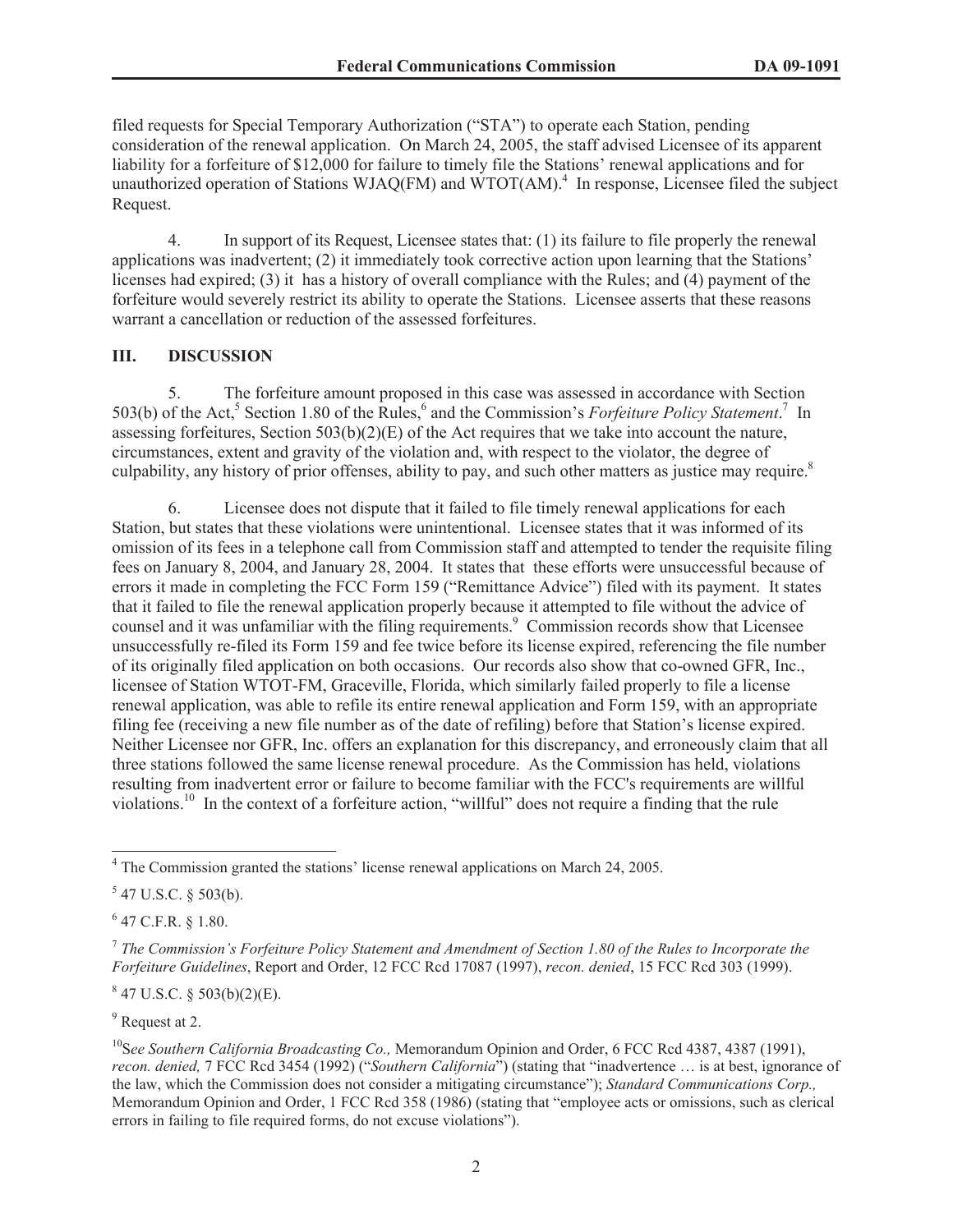filed requests for Special Temporary Authorization ("STA") to operate each Station, pending consideration of the renewal application. On March 24, 2005, the staff advised Licensee of its apparent liability for a forfeiture of $12,000 for failure to timely file the Stations' renewal applications and for unauthorized operation of Stations WJAQ(FM) and WTOT(AM).[4] In response, Licensee filed the subject Request.

4. In support of its Request, Licensee states that: (1) its failure to file properly the renewal applications was inadvertent; (2) it immediately took corrective action upon learning that the Stations' licenses had expired; (3) it has a history of overall compliance with the Rules; and (4) payment of the forfeiture would severely restrict its ability to operate the Stations. Licensee asserts that these reasons warrant a cancellation or reduction of the assessed forfeitures.

## III. DISCUSSION

5. The forfeiture amount proposed in this case was assessed in accordance with Section 503(b) of the Act,[5] Section 1.80 of the Rules,[6] and the Commission's *Forfeiture Policy Statement*.[7] In assessing forfeitures, Section 503(b)(2)(E) of the Act requires that we take into account the nature, circumstances, extent and gravity of the violation and, with respect to the violator, the degree of culpability, any history of prior offenses, ability to pay, and such other matters as justice may require.[8]

6. Licensee does not dispute that it failed to file timely renewal applications for each Station, but states that these violations were unintentional. Licensee states that it was informed of its omission of its fees in a telephone call from Commission staff and attempted to tender the requisite filing fees on January 8, 2004, and January 28, 2004. It states that these efforts were unsuccessful because of errors it made in completing the FCC Form 159 ("Remittance Advice") filed with its payment. It states that it failed to file the renewal application properly because it attempted to file without the advice of counsel and it was unfamiliar with the filing requirements.[9] Commission records show that Licensee unsuccessfully re-filed its Form 159 and fee twice before its license expired, referencing the file number of its originally filed application on both occasions. Our records also show that co-owned GFR, Inc., licensee of Station WTOT-FM, Graceville, Florida, which similarly failed properly to file a license renewal application, was able to refile its entire renewal application and Form 159, with an appropriate filing fee (receiving a new file number as of the date of refiling) before that Station's license expired. Neither Licensee nor GFR, Inc. offers an explanation for this discrepancy, and erroneously claim that all three stations followed the same license renewal procedure. As the Commission has held, violations resulting from inadvertent error or failure to become familiar with the FCC's requirements are willful violations.[10] In the context of a forfeiture action, "willful" does not require a finding that the rule

---

[4] The Commission granted the stations' license renewal applications on March 24, 2005.

[5] 47 U.S.C. § 503(b).

[6] 47 C.F.R. § 1.80.

[7] *The Commission's Forfeiture Policy Statement and Amendment of Section 1.80 of the Rules to Incorporate the Forfeiture Guidelines*, Report and Order, 12 FCC Rcd 17087 (1997), *recon. denied*, 15 FCC Rcd 303 (1999).

[8] 47 U.S.C. § 503(b)(2)(E).

[9] Request at 2.

[10] *See Southern California Broadcasting Co.,* Memorandum Opinion and Order, 6 FCC Rcd 4387, 4387 (1991), *recon. denied,* 7 FCC Rcd 3454 (1992) ("*Southern California*") (stating that "inadvertence … is at best, ignorance of the law, which the Commission does not consider a mitigating circumstance"); *Standard Communications Corp.,* Memorandum Opinion and Order, 1 FCC Rcd 358 (1986) (stating that "employee acts or omissions, such as clerical errors in failing to file required forms, do not excuse violations").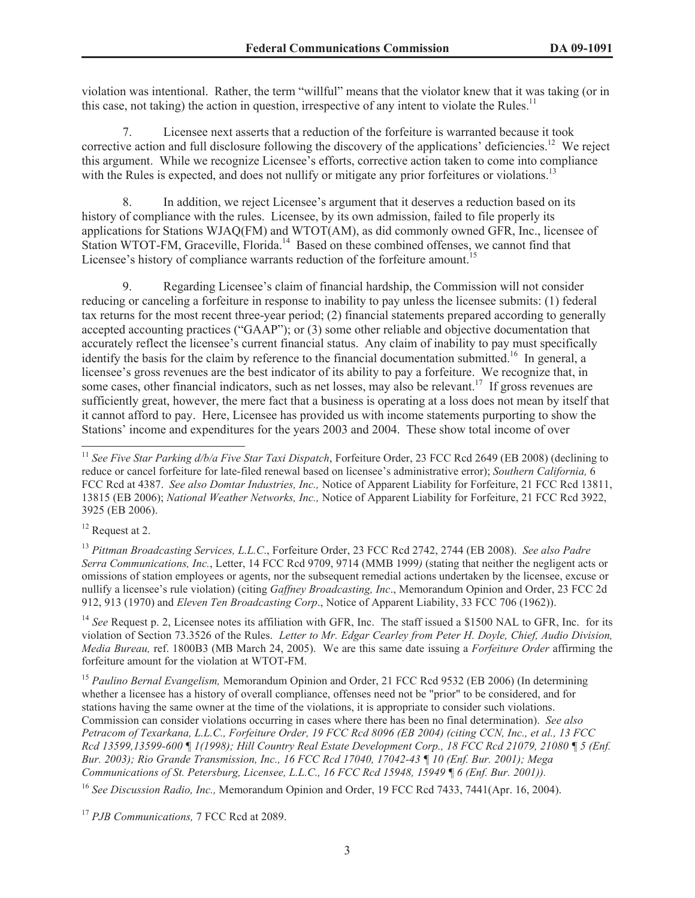violation was intentional. Rather, the term "willful" means that the violator knew that it was taking (or in this case, not taking) the action in question, irrespective of any intent to violate the Rules.[11]

7. Licensee next asserts that a reduction of the forfeiture is warranted because it took corrective action and full disclosure following the discovery of the applications' deficiencies.[12] We reject this argument. While we recognize Licensee's efforts, corrective action taken to come into compliance with the Rules is expected, and does not nullify or mitigate any prior forfeitures or violations.[13]

8. In addition, we reject Licensee's argument that it deserves a reduction based on its history of compliance with the rules. Licensee, by its own admission, failed to file properly its applications for Stations WJAQ(FM) and WTOT(AM), as did commonly owned GFR, Inc., licensee of Station WTOT-FM, Graceville, Florida.[14] Based on these combined offenses, we cannot find that Licensee's history of compliance warrants reduction of the forfeiture amount.[15]

9. Regarding Licensee's claim of financial hardship, the Commission will not consider reducing or canceling a forfeiture in response to inability to pay unless the licensee submits: (1) federal tax returns for the most recent three-year period; (2) financial statements prepared according to generally accepted accounting practices ("GAAP"); or (3) some other reliable and objective documentation that accurately reflect the licensee's current financial status. Any claim of inability to pay must specifically identify the basis for the claim by reference to the financial documentation submitted.[16] In general, a licensee's gross revenues are the best indicator of its ability to pay a forfeiture. We recognize that, in some cases, other financial indicators, such as net losses, may also be relevant.[17] If gross revenues are sufficiently great, however, the mere fact that a business is operating at a loss does not mean by itself that it cannot afford to pay. Here, Licensee has provided us with income statements purporting to show the Stations' income and expenditures for the years 2003 and 2004. These show total income of over

---

[11] *See Five Star Parking d/b/a Five Star Taxi Dispatch*, Forfeiture Order, 23 FCC Rcd 2649 (EB 2008) (declining to reduce or cancel forfeiture for late-filed renewal based on licensee's administrative error); *Southern California,* 6 FCC Rcd at 4387. *See also Domtar Industries, Inc.,* Notice of Apparent Liability for Forfeiture, 21 FCC Rcd 13811, 13815 (EB 2006); *National Weather Networks, Inc.,* Notice of Apparent Liability for Forfeiture, 21 FCC Rcd 3922, 3925 (EB 2006).

[12] Request at 2.

[13] *Pittman Broadcasting Services, L.L.C*., Forfeiture Order, 23 FCC Rcd 2742, 2744 (EB 2008). *See also Padre Serra Communications, Inc.*, Letter, 14 FCC Rcd 9709, 9714 (MMB 1999) (stating that neither the negligent acts or omissions of station employees or agents, nor the subsequent remedial actions undertaken by the licensee, excuse or nullify a licensee's rule violation) (citing *Gaffney Broadcasting, Inc*., Memorandum Opinion and Order, 23 FCC 2d 912, 913 (1970) and *Eleven Ten Broadcasting Corp*., Notice of Apparent Liability, 33 FCC 706 (1962)).

[14] *See* Request p. 2, Licensee notes its affiliation with GFR, Inc. The staff issued a $1500 NAL to GFR, Inc. for its violation of Section 73.3526 of the Rules. *Letter to Mr. Edgar Cearley from Peter H. Doyle, Chief, Audio Division, Media Bureau,* ref. 1800B3 (MB March 24, 2005). We are this same date issuing a *Forfeiture Order* affirming the forfeiture amount for the violation at WTOT-FM.

[15] *Paulino Bernal Evangelism,* Memorandum Opinion and Order, 21 FCC Rcd 9532 (EB 2006) (In determining whether a licensee has a history of overall compliance, offenses need not be "prior" to be considered, and for stations having the same owner at the time of the violations, it is appropriate to consider such violations. Commission can consider violations occurring in cases where there has been no final determination). *See also Petracom of Texarkana, L.L.C., Forfeiture Order, 19 FCC Rcd 8096 (EB 2004) (citing CCN, Inc., et al., 13 FCC Rcd 13599,13599-600 ¶ 1(1998); Hill Country Real Estate Development Corp., 18 FCC Rcd 21079, 21080 ¶ 5 (Enf. Bur. 2003); Rio Grande Transmission, Inc., 16 FCC Rcd 17040, 17042-43 ¶ 10 (Enf. Bur. 2001); Mega Communications of St. Petersburg, Licensee, L.L.C., 16 FCC Rcd 15948, 15949 ¶ 6 (Enf. Bur. 2001)).*

[16] *See Discussion Radio, Inc.,* Memorandum Opinion and Order, 19 FCC Rcd 7433, 7441(Apr. 16, 2004).

[17] *PJB Communications,* 7 FCC Rcd at 2089.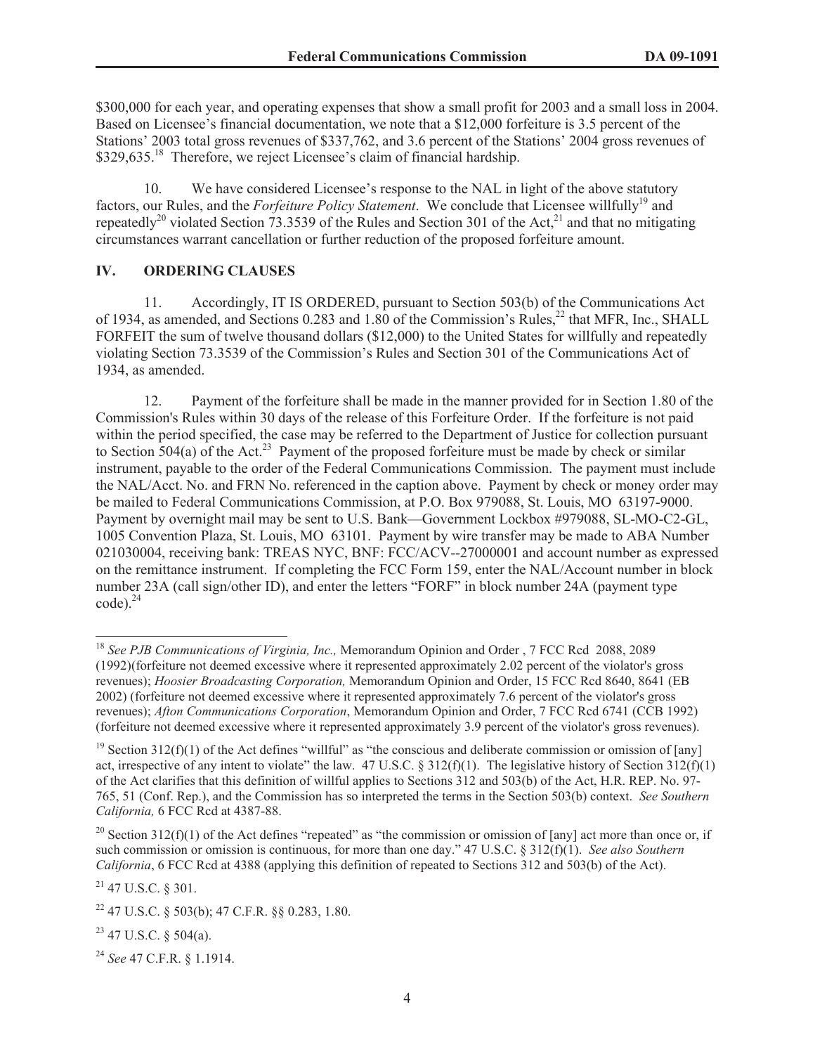$300,000 for each year, and operating expenses that show a small profit for 2003 and a small loss in 2004. Based on Licensee's financial documentation, we note that a $12,000 forfeiture is 3.5 percent of the Stations' 2003 total gross revenues of $337,762, and 3.6 percent of the Stations' 2004 gross revenues of $329,635.[18] Therefore, we reject Licensee's claim of financial hardship.

10. We have considered Licensee's response to the NAL in light of the above statutory factors, our Rules, and the *Forfeiture Policy Statement*. We conclude that Licensee willfully[19] and repeatedly[20] violated Section 73.3539 of the Rules and Section 301 of the Act,[21] and that no mitigating circumstances warrant cancellation or further reduction of the proposed forfeiture amount.

## IV. ORDERING CLAUSES

11. Accordingly, IT IS ORDERED, pursuant to Section 503(b) of the Communications Act of 1934, as amended, and Sections 0.283 and 1.80 of the Commission's Rules,[22] that MFR, Inc., SHALL FORFEIT the sum of twelve thousand dollars ($12,000) to the United States for willfully and repeatedly violating Section 73.3539 of the Commission's Rules and Section 301 of the Communications Act of 1934, as amended.

12. Payment of the forfeiture shall be made in the manner provided for in Section 1.80 of the Commission's Rules within 30 days of the release of this Forfeiture Order. If the forfeiture is not paid within the period specified, the case may be referred to the Department of Justice for collection pursuant to Section 504(a) of the Act.[23] Payment of the proposed forfeiture must be made by check or similar instrument, payable to the order of the Federal Communications Commission. The payment must include the NAL/Acct. No. and FRN No. referenced in the caption above. Payment by check or money order may be mailed to Federal Communications Commission, at P.O. Box 979088, St. Louis, MO 63197-9000. Payment by overnight mail may be sent to U.S. Bank—Government Lockbox #979088, SL-MO-C2-GL, 1005 Convention Plaza, St. Louis, MO 63101. Payment by wire transfer may be made to ABA Number 021030004, receiving bank: TREAS NYC, BNF: FCC/ACV--27000001 and account number as expressed on the remittance instrument. If completing the FCC Form 159, enter the NAL/Account number in block number 23A (call sign/other ID), and enter the letters "FORF" in block number 24A (payment type code).[24]

---

[18] *See PJB Communications of Virginia, Inc.,* Memorandum Opinion and Order , 7 FCC Rcd 2088, 2089 (1992)(forfeiture not deemed excessive where it represented approximately 2.02 percent of the violator's gross revenues); *Hoosier Broadcasting Corporation,* Memorandum Opinion and Order, 15 FCC Rcd 8640, 8641 (EB 2002) (forfeiture not deemed excessive where it represented approximately 7.6 percent of the violator's gross revenues); *Afton Communications Corporation*, Memorandum Opinion and Order, 7 FCC Rcd 6741 (CCB 1992) (forfeiture not deemed excessive where it represented approximately 3.9 percent of the violator's gross revenues).

[19] Section 312(f)(1) of the Act defines "willful" as "the conscious and deliberate commission or omission of [any] act, irrespective of any intent to violate" the law. 47 U.S.C. § 312(f)(1). The legislative history of Section 312(f)(1) of the Act clarifies that this definition of willful applies to Sections 312 and 503(b) of the Act, H.R. REP. No. 97-765, 51 (Conf. Rep.), and the Commission has so interpreted the terms in the Section 503(b) context. *See Southern California,* 6 FCC Rcd at 4387-88.

[20] Section 312(f)(1) of the Act defines "repeated" as "the commission or omission of [any] act more than once or, if such commission or omission is continuous, for more than one day." 47 U.S.C. § 312(f)(1). *See also Southern California*, 6 FCC Rcd at 4388 (applying this definition of repeated to Sections 312 and 503(b) of the Act).

[21] 47 U.S.C. § 301.

[22] 47 U.S.C. § 503(b); 47 C.F.R. §§ 0.283, 1.80.

[23] 47 U.S.C. § 504(a).

[24] *See* 47 C.F.R. § 1.1914.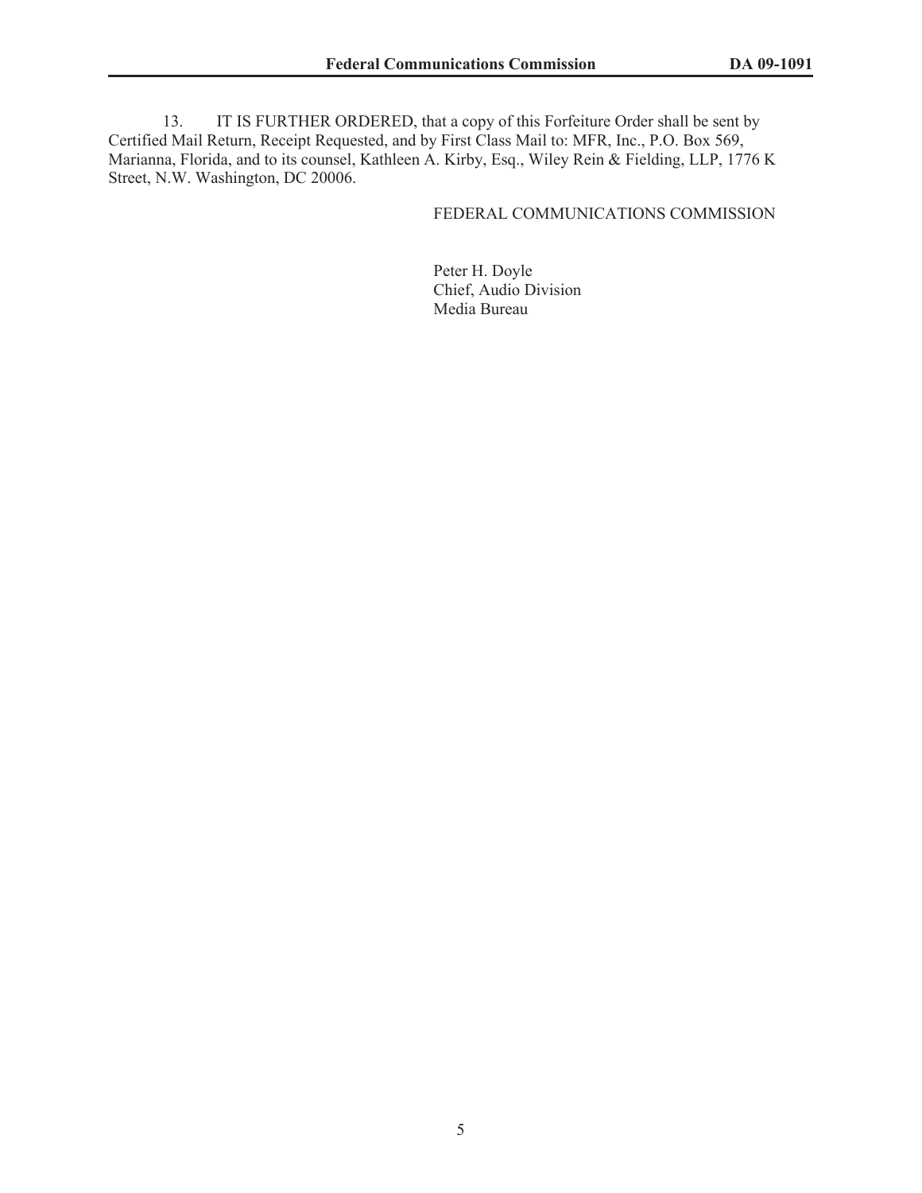13. IT IS FURTHER ORDERED, that a copy of this Forfeiture Order shall be sent by Certified Mail Return, Receipt Requested, and by First Class Mail to: MFR, Inc., P.O. Box 569, Marianna, Florida, and to its counsel, Kathleen A. Kirby, Esq., Wiley Rein & Fielding, LLP, 1776 K Street, N.W. Washington, DC 20006.

FEDERAL COMMUNICATIONS COMMISSION

Peter H. Doyle
Chief, Audio Division
Media Bureau